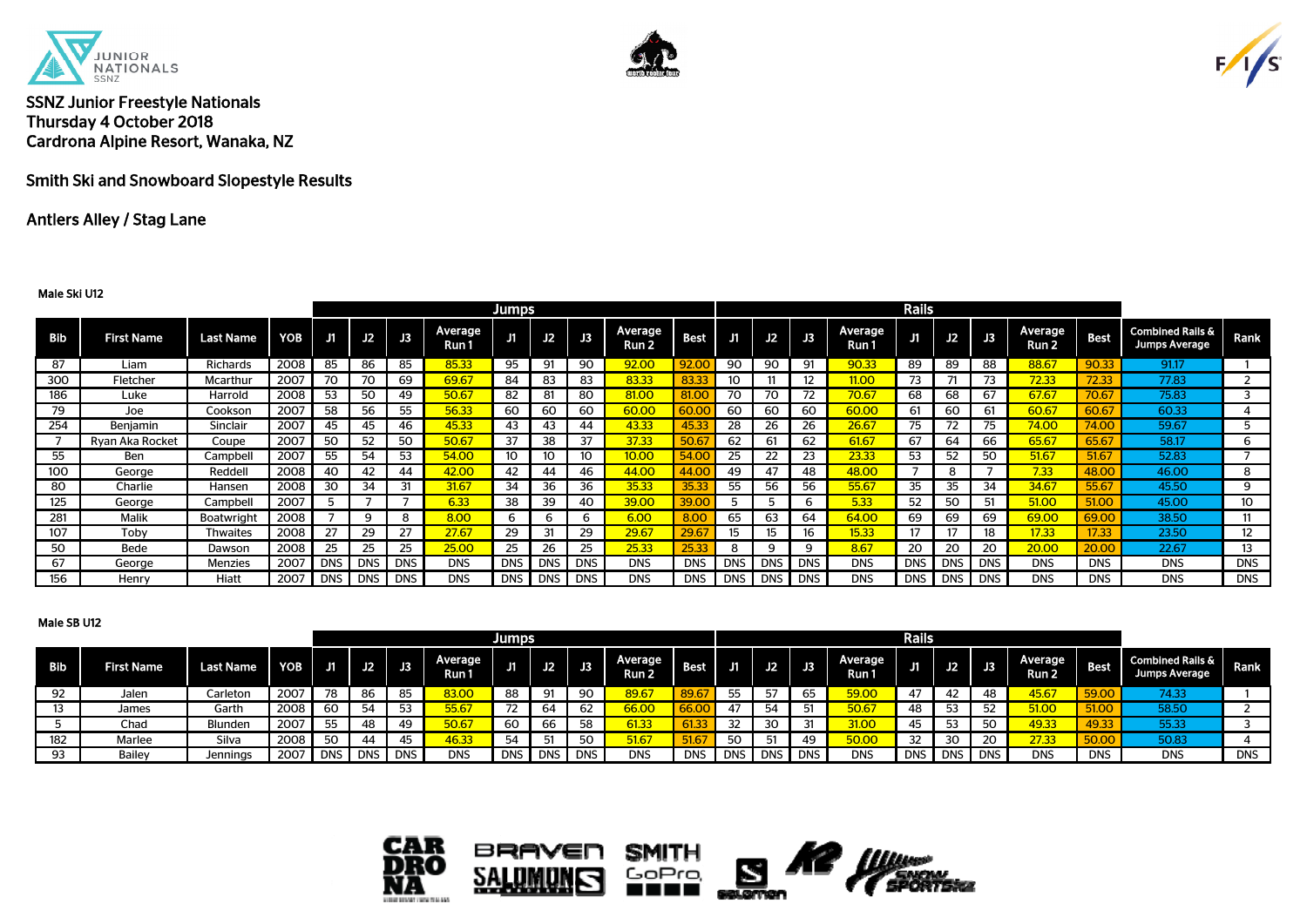JUNIOR NATIONALS SSNZ

SSNZ Junior Freestyle Nationals
Thursday 4 October 2018
Cardrona Alpine Resort, Wanaka, NZ

## Smith Ski and Snowboard Slopestyle Results

## Antlers Alley / Stag Lane

### Male Ski U12

| | | | | Jumps | | | | | | | | | Rails | | | | | | | | | | |
|---|---|---|---|---|---|---|---|---|---|---|---|---|---|---|---|---|---|---|---|---|---|---|---|
| Bib | First Name | Last Name | YOB | J1 | J2 | J3 | Average Run 1 | J1 | J2 | J3 | Average Run 2 | Best | J1 | J2 | J3 | Average Run 1 | J1 | J2 | J3 | Average Run 2 | Best | Combined Rails & Jumps Average | Rank |
| 87 | Liam | Richards | 2008 | 85 | 86 | 85 | 85.33 | 95 | 91 | 90 | 92.00 | 92.00 | 90 | 90 | 91 | 90.33 | 89 | 89 | 88 | 88.67 | 90.33 | 91.17 | 1 |
| 300 | Fletcher | Mcarthur | 2007 | 70 | 70 | 69 | 69.67 | 84 | 83 | 83 | 83.33 | 83.33 | 10 | 11 | 12 | 11.00 | 73 | 71 | 73 | 72.33 | 72.33 | 77.83 | 2 |
| 186 | Luke | Harrold | 2008 | 53 | 50 | 49 | 50.67 | 82 | 81 | 80 | 81.00 | 81.00 | 70 | 70 | 72 | 70.67 | 68 | 68 | 67 | 67.67 | 70.67 | 75.83 | 3 |
| 79 | Joe | Cookson | 2007 | 58 | 56 | 55 | 56.33 | 60 | 60 | 60 | 60.00 | 60.00 | 60 | 60 | 60 | 60.00 | 61 | 60 | 61 | 60.67 | 60.67 | 60.33 | 4 |
| 254 | Benjamin | Sinclair | 2007 | 45 | 45 | 46 | 45.33 | 43 | 43 | 44 | 43.33 | 45.33 | 28 | 26 | 26 | 26.67 | 75 | 72 | 75 | 74.00 | 74.00 | 59.67 | 5 |
| 7 | Ryan Aka Rocket | Coupe | 2007 | 50 | 52 | 50 | 50.67 | 37 | 38 | 37 | 37.33 | 50.67 | 62 | 61 | 62 | 61.67 | 67 | 64 | 66 | 65.67 | 65.67 | 58.17 | 6 |
| 55 | Ben | Campbell | 2007 | 55 | 54 | 53 | 54.00 | 10 | 10 | 10 | 10.00 | 54.00 | 25 | 22 | 23 | 23.33 | 53 | 52 | 50 | 51.67 | 51.67 | 52.83 | 7 |
| 100 | George | Reddell | 2008 | 40 | 42 | 44 | 42.00 | 42 | 44 | 46 | 44.00 | 44.00 | 49 | 47 | 48 | 48.00 | 7 | 8 | 7 | 7.33 | 48.00 | 46.00 | 8 |
| 80 | Charlie | Hansen | 2008 | 30 | 34 | 31 | 31.67 | 34 | 36 | 36 | 35.33 | 35.33 | 55 | 56 | 56 | 55.67 | 35 | 35 | 34 | 34.67 | 55.67 | 45.50 | 9 |
| 125 | George | Campbell | 2007 | 5 | 7 | 7 | 6.33 | 38 | 39 | 40 | 39.00 | 39.00 | 5 | 5 | 6 | 5.33 | 52 | 50 | 51 | 51.00 | 51.00 | 45.00 | 10 |
| 281 | Malik | Boatwright | 2008 | 7 | 9 | 8 | 8.00 | 6 | 6 | 6 | 6.00 | 8.00 | 65 | 63 | 64 | 64.00 | 69 | 69 | 69 | 69.00 | 69.00 | 38.50 | 11 |
| 107 | Toby | Thwaites | 2008 | 27 | 29 | 27 | 27.67 | 29 | 31 | 29 | 29.67 | 29.67 | 15 | 15 | 16 | 15.33 | 17 | 17 | 18 | 17.33 | 17.33 | 23.50 | 12 |
| 50 | Bede | Dawson | 2008 | 25 | 25 | 25 | 25.00 | 25 | 26 | 25 | 25.33 | 25.33 | 8 | 9 | 9 | 8.67 | 20 | 20 | 20 | 20.00 | 20.00 | 22.67 | 13 |
| 67 | George | Menzies | 2007 | DNS | DNS | DNS | DNS | DNS | DNS | DNS | DNS | DNS | DNS | DNS | DNS | DNS | DNS | DNS | DNS | DNS | DNS | DNS | DNS |
| 156 | Henry | Hiatt | 2007 | DNS | DNS | DNS | DNS | DNS | DNS | DNS | DNS | DNS | DNS | DNS | DNS | DNS | DNS | DNS | DNS | DNS | DNS | DNS | DNS |

### Male SB U12

| | | | | Jumps | | | | | | | | | Rails | | | | | | | | | | |
|---|---|---|---|---|---|---|---|---|---|---|---|---|---|---|---|---|---|---|---|---|---|---|---|
| Bib | First Name | Last Name | YOB | J1 | J2 | J3 | Average Run 1 | J1 | J2 | J3 | Average Run 2 | Best | J1 | J2 | J3 | Average Run 1 | J1 | J2 | J3 | Average Run 2 | Best | Combined Rails & Jumps Average | Rank |
| 92 | Jalen | Carleton | 2007 | 78 | 86 | 85 | 83.00 | 88 | 91 | 90 | 89.67 | 89.67 | 55 | 57 | 65 | 59.00 | 47 | 42 | 48 | 45.67 | 59.00 | 74.33 | 1 |
| 13 | James | Garth | 2008 | 60 | 54 | 53 | 55.67 | 72 | 64 | 62 | 66.00 | 66.00 | 47 | 54 | 51 | 50.67 | 48 | 53 | 52 | 51.00 | 51.00 | 58.50 | 2 |
| 5 | Chad | Blunden | 2007 | 55 | 48 | 49 | 50.67 | 60 | 66 | 58 | 61.33 | 61.33 | 32 | 30 | 31 | 31.00 | 45 | 53 | 50 | 49.33 | 49.33 | 55.33 | 3 |
| 182 | Marlee | Silva | 2008 | 50 | 44 | 45 | 46.33 | 54 | 51 | 50 | 51.67 | 51.67 | 50 | 51 | 49 | 50.00 | 32 | 30 | 20 | 27.33 | 50.00 | 50.83 | 4 |
| 93 | Bailey | Jennings | 2007 | DNS | DNS | DNS | DNS | DNS | DNS | DNS | DNS | DNS | DNS | DNS | DNS | DNS | DNS | DNS | DNS | DNS | DNS | DNS | DNS |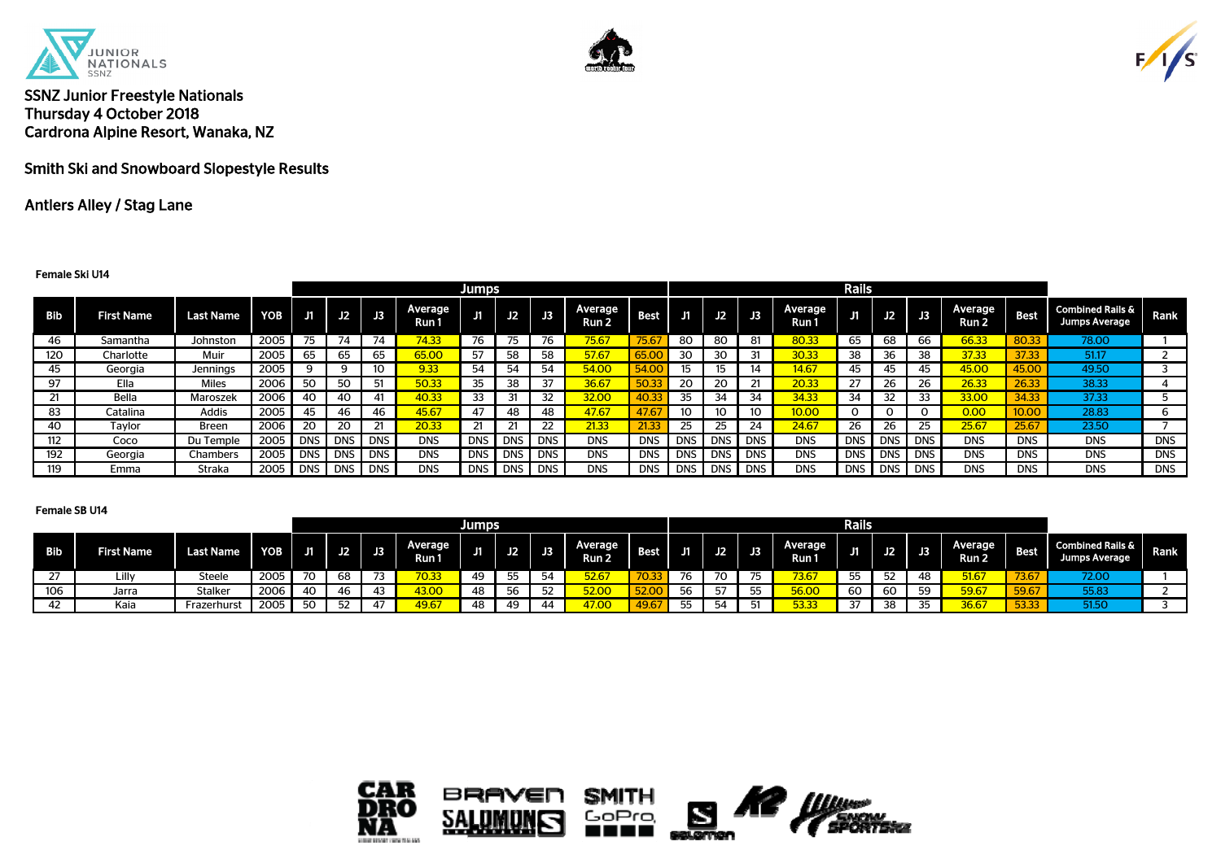SSNZ Junior Freestyle Nationals
Thursday 4 October 2018
Cardrona Alpine Resort, Wanaka, NZ

Smith Ski and Snowboard Slopestyle Results

Antlers Alley / Stag Lane

**Female Ski U14**

| | | | | Jumps | | | | | | | | | Rails | | | | | | | | | | |
|---|---|---|---|---|---|---|---|---|---|---|---|---|---|---|---|---|---|---|---|---|---|---|---|
| Bib | First Name | Last Name | YOB | J1 | J2 | J3 | Average Run 1 | J1 | J2 | J3 | Average Run 2 | Best | J1 | J2 | J3 | Average Run 1 | J1 | J2 | J3 | Average Run 2 | Best | Combined Rails & Jumps Average | Rank |
| 46 | Samantha | Johnston | 2005 | 75 | 74 | 74 | 74.33 | 76 | 75 | 76 | 75.67 | 75.67 | 80 | 80 | 81 | 80.33 | 65 | 68 | 66 | 66.33 | 80.33 | 78.00 | 1 |
| 120 | Charlotte | Muir | 2005 | 65 | 65 | 65 | 65.00 | 57 | 58 | 58 | 57.67 | 65.00 | 30 | 30 | 31 | 30.33 | 38 | 36 | 38 | 37.33 | 37.33 | 51.17 | 2 |
| 45 | Georgia | Jennings | 2005 | 9 | 9 | 10 | 9.33 | 54 | 54 | 54 | 54.00 | 54.00 | 15 | 15 | 14 | 14.67 | 45 | 45 | 45 | 45.00 | 45.00 | 49.50 | 3 |
| 97 | Ella | Miles | 2006 | 50 | 50 | 51 | 50.33 | 35 | 38 | 37 | 36.67 | 50.33 | 20 | 20 | 21 | 20.33 | 27 | 26 | 26 | 26.33 | 26.33 | 38.33 | 4 |
| 21 | Bella | Maroszek | 2006 | 40 | 40 | 41 | 40.33 | 33 | 31 | 32 | 32.00 | 40.33 | 35 | 34 | 34 | 34.33 | 34 | 32 | 33 | 33.00 | 34.33 | 37.33 | 5 |
| 83 | Catalina | Addis | 2005 | 45 | 46 | 46 | 45.67 | 47 | 48 | 48 | 47.67 | 47.67 | 10 | 10 | 10 | 10.00 | 0 | 0 | 0 | 0.00 | 10.00 | 28.83 | 6 |
| 40 | Taylor | Breen | 2006 | 20 | 20 | 21 | 20.33 | 21 | 21 | 22 | 21.33 | 21.33 | 25 | 25 | 24 | 24.67 | 26 | 26 | 25 | 25.67 | 25.67 | 23.50 | 7 |
| 112 | Coco | Du Temple | 2005 | DNS | DNS | DNS | DNS | DNS | DNS | DNS | DNS | DNS | DNS | DNS | DNS | DNS | DNS | DNS | DNS | DNS | DNS | DNS | DNS |
| 192 | Georgia | Chambers | 2005 | DNS | DNS | DNS | DNS | DNS | DNS | DNS | DNS | DNS | DNS | DNS | DNS | DNS | DNS | DNS | DNS | DNS | DNS | DNS | DNS |
| 119 | Emma | Straka | 2005 | DNS | DNS | DNS | DNS | DNS | DNS | DNS | DNS | DNS | DNS | DNS | DNS | DNS | DNS | DNS | DNS | DNS | DNS | DNS | DNS |

**Female SB U14**

| | | | | Jumps | | | | | | | | | Rails | | | | | | | | | | |
|---|---|---|---|---|---|---|---|---|---|---|---|---|---|---|---|---|---|---|---|---|---|---|---|
| Bib | First Name | Last Name | YOB | J1 | J2 | J3 | Average Run 1 | J1 | J2 | J3 | Average Run 2 | Best | J1 | J2 | J3 | Average Run 1 | J1 | J2 | J3 | Average Run 2 | Best | Combined Rails & Jumps Average | Rank |
| 27 | Lilly | Steele | 2005 | 70 | 68 | 73 | 70.33 | 49 | 55 | 54 | 52.67 | 70.33 | 76 | 70 | 75 | 73.67 | 55 | 52 | 48 | 51.67 | 73.67 | 72.00 | 1 |
| 106 | Jarra | Stalker | 2006 | 40 | 46 | 43 | 43.00 | 48 | 56 | 52 | 52.00 | 52.00 | 56 | 57 | 55 | 56.00 | 60 | 60 | 59 | 59.67 | 59.67 | 55.83 | 2 |
| 42 | Kaia | Frazerhurst | 2005 | 50 | 52 | 47 | 49.67 | 48 | 49 | 44 | 47.00 | 49.67 | 55 | 54 | 51 | 53.33 | 37 | 38 | 35 | 36.67 | 53.33 | 51.50 | 3 |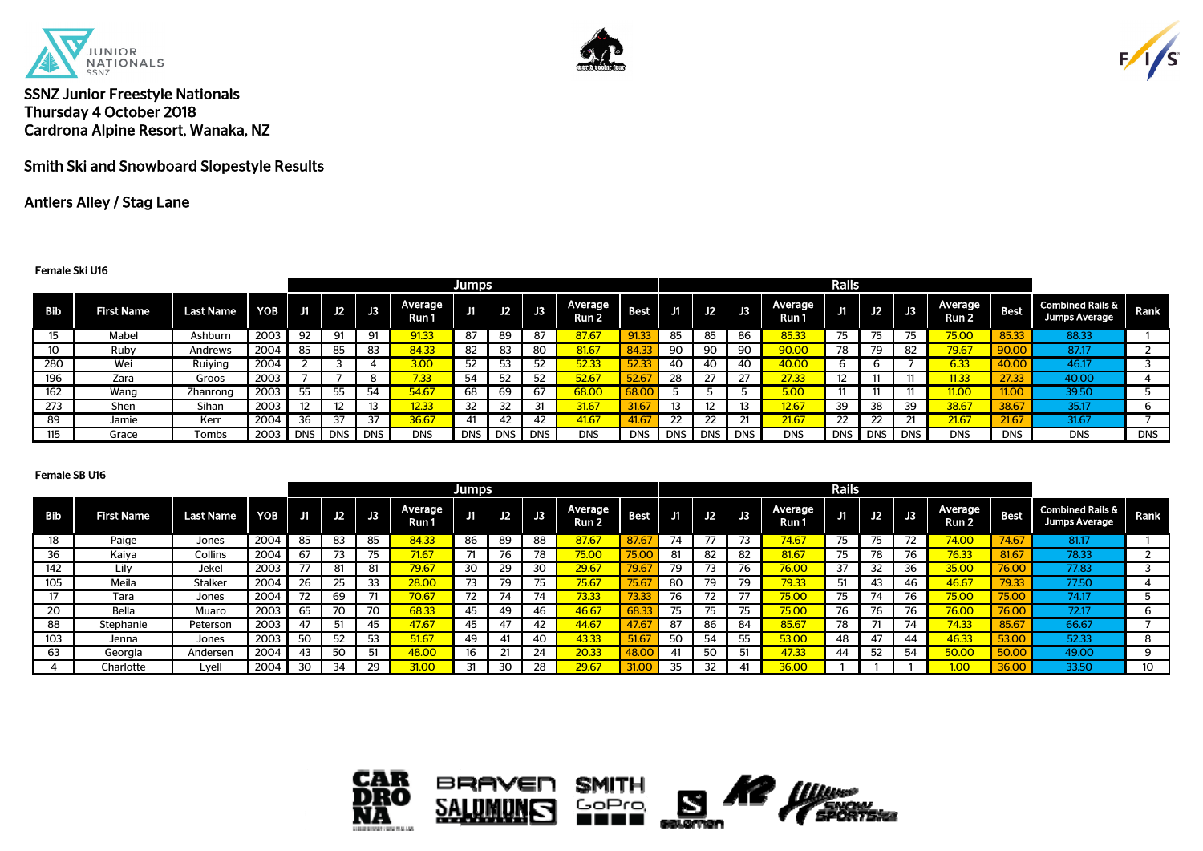SSNZ Junior Freestyle Nationals
Thursday 4 October 2018
Cardrona Alpine Resort, Wanaka, NZ

## Smith Ski and Snowboard Slopestyle Results

## Antlers Alley / Stag Lane

### Female Ski U16

| | | | | Jumps | | | | | | | | | Rails | | | | | | | | | | |
|---|---|---|---|---|---|---|---|---|---|---|---|---|---|---|---|---|---|---|---|---|---|---|---|
| Bib | First Name | Last Name | YOB | J1 | J2 | J3 | Average Run 1 | J1 | J2 | J3 | Average Run 2 | Best | J1 | J2 | J3 | Average Run 1 | J1 | J2 | J3 | Average Run 2 | Best | Combined Rails & Jumps Average | Rank |
| 15 | Mabel | Ashburn | 2003 | 92 | 91 | 91 | 91.33 | 87 | 89 | 87 | 87.67 | 91.33 | 85 | 85 | 86 | 85.33 | 75 | 75 | 75 | 75.00 | 85.33 | 88.33 | 1 |
| 10 | Ruby | Andrews | 2004 | 85 | 85 | 83 | 84.33 | 82 | 83 | 80 | 81.67 | 84.33 | 90 | 90 | 90 | 90.00 | 78 | 79 | 82 | 79.67 | 90.00 | 87.17 | 2 |
| 280 | Wei | Ruiying | 2004 | 2 | 3 | 4 | 3.00 | 52 | 53 | 52 | 52.33 | 52.33 | 40 | 40 | 40 | 40.00 | 6 | 6 | 7 | 6.33 | 40.00 | 46.17 | 3 |
| 196 | Zara | Groos | 2003 | 7 | 7 | 8 | 7.33 | 54 | 52 | 52 | 52.67 | 52.67 | 28 | 27 | 27 | 27.33 | 12 | 11 | 11 | 11.33 | 27.33 | 40.00 | 4 |
| 162 | Wang | Zhanrong | 2003 | 55 | 55 | 54 | 54.67 | 68 | 69 | 67 | 68.00 | 68.00 | 5 | 5 | 5 | 5.00 | 11 | 11 | 11 | 11.00 | 11.00 | 39.50 | 5 |
| 273 | Shen | Sihan | 2003 | 12 | 12 | 13 | 12.33 | 32 | 32 | 31 | 31.67 | 31.67 | 13 | 12 | 13 | 12.67 | 39 | 38 | 39 | 38.67 | 38.67 | 35.17 | 6 |
| 89 | Jamie | Kerr | 2004 | 36 | 37 | 37 | 36.67 | 41 | 42 | 42 | 41.67 | 41.67 | 22 | 22 | 21 | 21.67 | 22 | 22 | 21 | 21.67 | 21.67 | 31.67 | 7 |
| 115 | Grace | Tombs | 2003 | DNS | DNS | DNS | DNS | DNS | DNS | DNS | DNS | DNS | DNS | DNS | DNS | DNS | DNS | DNS | DNS | DNS | DNS | DNS | DNS |

### Female SB U16

| | | | | Jumps | | | | | | | | | Rails | | | | | | | | | | |
|---|---|---|---|---|---|---|---|---|---|---|---|---|---|---|---|---|---|---|---|---|---|---|---|
| Bib | First Name | Last Name | YOB | J1 | J2 | J3 | Average Run 1 | J1 | J2 | J3 | Average Run 2 | Best | J1 | J2 | J3 | Average Run 1 | J1 | J2 | J3 | Average Run 2 | Best | Combined Rails & Jumps Average | Rank |
| 18 | Paige | Jones | 2004 | 85 | 83 | 85 | 84.33 | 86 | 89 | 88 | 87.67 | 87.67 | 74 | 77 | 73 | 74.67 | 75 | 75 | 72 | 74.00 | 74.67 | 81.17 | 1 |
| 36 | Kaiya | Collins | 2004 | 67 | 73 | 75 | 71.67 | 71 | 76 | 78 | 75.00 | 75.00 | 81 | 82 | 82 | 81.67 | 75 | 78 | 76 | 76.33 | 81.67 | 78.33 | 2 |
| 142 | Lily | Jekel | 2003 | 77 | 81 | 81 | 79.67 | 30 | 29 | 30 | 29.67 | 79.67 | 79 | 73 | 76 | 76.00 | 37 | 32 | 36 | 35.00 | 76.00 | 77.83 | 3 |
| 105 | Meila | Stalker | 2004 | 26 | 25 | 33 | 28.00 | 73 | 79 | 75 | 75.67 | 75.67 | 80 | 79 | 79 | 79.33 | 51 | 43 | 46 | 46.67 | 79.33 | 77.50 | 4 |
| 17 | Tara | Jones | 2004 | 72 | 69 | 71 | 70.67 | 72 | 74 | 74 | 73.33 | 73.33 | 76 | 72 | 77 | 75.00 | 75 | 74 | 76 | 75.00 | 75.00 | 74.17 | 5 |
| 20 | Bella | Muaro | 2003 | 65 | 70 | 70 | 68.33 | 45 | 49 | 46 | 46.67 | 68.33 | 75 | 75 | 75 | 75.00 | 76 | 76 | 76 | 76.00 | 76.00 | 72.17 | 6 |
| 88 | Stephanie | Peterson | 2003 | 47 | 51 | 45 | 47.67 | 45 | 47 | 42 | 44.67 | 47.67 | 87 | 86 | 84 | 85.67 | 78 | 71 | 74 | 74.33 | 85.67 | 66.67 | 7 |
| 103 | Jenna | Jones | 2003 | 50 | 52 | 53 | 51.67 | 49 | 41 | 40 | 43.33 | 51.67 | 50 | 54 | 55 | 53.00 | 48 | 47 | 44 | 46.33 | 53.00 | 52.33 | 8 |
| 63 | Georgia | Andersen | 2004 | 43 | 50 | 51 | 48.00 | 16 | 21 | 24 | 20.33 | 48.00 | 41 | 50 | 51 | 47.33 | 44 | 52 | 54 | 50.00 | 50.00 | 49.00 | 9 |
| 4 | Charlotte | Lyell | 2004 | 30 | 34 | 29 | 31.00 | 31 | 30 | 28 | 29.67 | 31.00 | 35 | 32 | 41 | 36.00 | 1 | 1 | 1 | 1.00 | 36.00 | 33.50 | 10 |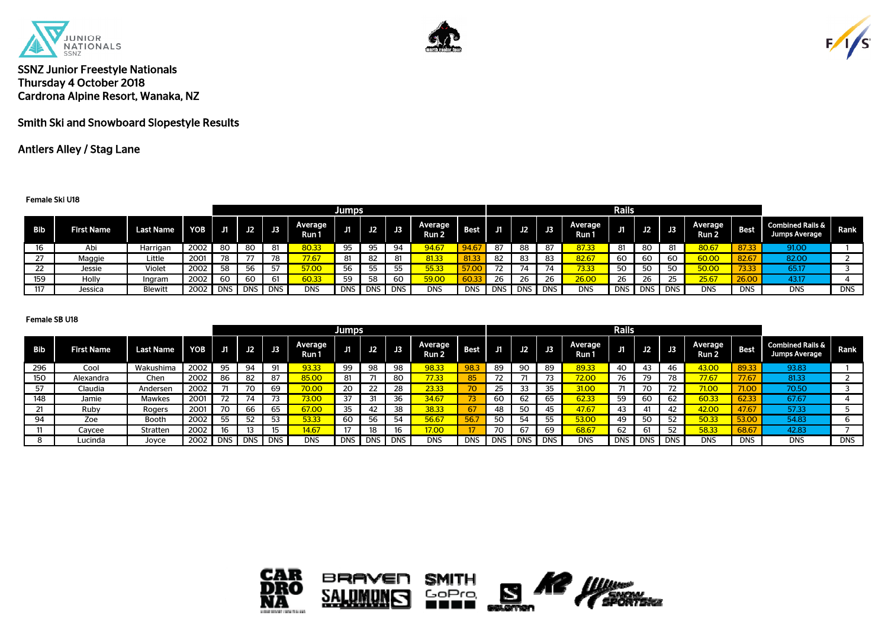SSNZ Junior Freestyle Nationals
Thursday 4 October 2018
Cardrona Alpine Resort, Wanaka, NZ

Smith Ski and Snowboard Slopestyle Results

Antlers Alley / Stag Lane

**Female Ski U18**

| | | | | Jumps | | | | | | | | | Rails | | | | | | | | | | |
|---|---|---|---|---|---|---|---|---|---|---|---|---|---|---|---|---|---|---|---|---|---|---|---|
| Bib | First Name | Last Name | YOB | J1 | J2 | J3 | Average Run 1 | J1 | J2 | J3 | Average Run 2 | Best | J1 | J2 | J3 | Average Run 1 | J1 | J2 | J3 | Average Run 2 | Best | Combined Rails & Jumps Average | Rank |
| 16 | Abi | Harrigan | 2002 | 80 | 80 | 81 | 80.33 | 95 | 95 | 94 | 94.67 | 94.67 | 87 | 88 | 87 | 87.33 | 81 | 80 | 81 | 80.67 | 87.33 | 91.00 | 1 |
| 27 | Maggie | Little | 2001 | 78 | 77 | 78 | 77.67 | 81 | 82 | 81 | 81.33 | 81.33 | 82 | 83 | 83 | 82.67 | 60 | 60 | 60 | 60.00 | 82.67 | 82.00 | 2 |
| 22 | Jessie | Violet | 2002 | 58 | 56 | 57 | 57.00 | 56 | 55 | 55 | 55.33 | 57.00 | 72 | 74 | 74 | 73.33 | 50 | 50 | 50 | 50.00 | 73.33 | 65.17 | 3 |
| 159 | Holly | Ingram | 2002 | 60 | 60 | 61 | 60.33 | 59 | 58 | 60 | 59.00 | 60.33 | 26 | 26 | 26 | 26.00 | 26 | 26 | 25 | 25.67 | 26.00 | 43.17 | 4 |
| 117 | Jessica | Blewitt | 2002 | DNS | DNS | DNS | DNS | DNS | DNS | DNS | DNS | DNS | DNS | DNS | DNS | DNS | DNS | DNS | DNS | DNS | DNS | DNS | DNS |

**Female SB U18**

| | | | | Jumps | | | | | | | | | Rails | | | | | | | | | | |
|---|---|---|---|---|---|---|---|---|---|---|---|---|---|---|---|---|---|---|---|---|---|---|---|
| Bib | First Name | Last Name | YOB | J1 | J2 | J3 | Average Run 1 | J1 | J2 | J3 | Average Run 2 | Best | J1 | J2 | J3 | Average Run 1 | J1 | J2 | J3 | Average Run 2 | Best | Combined Rails & Jumps Average | Rank |
| 296 | Cool | Wakushima | 2002 | 95 | 94 | 91 | 93.33 | 99 | 98 | 98 | 98.33 | 98.3 | 89 | 90 | 89 | 89.33 | 40 | 43 | 46 | 43.00 | 89.33 | 93.83 | 1 |
| 150 | Alexandra | Chen | 2002 | 86 | 82 | 87 | 85.00 | 81 | 71 | 80 | 77.33 | 85 | 72 | 71 | 73 | 72.00 | 76 | 79 | 78 | 77.67 | 77.67 | 81.33 | 2 |
| 57 | Claudia | Andersen | 2002 | 71 | 70 | 69 | 70.00 | 20 | 22 | 28 | 23.33 | 70 | 25 | 33 | 35 | 31.00 | 71 | 70 | 72 | 71.00 | 71.00 | 70.50 | 3 |
| 148 | Jamie | Mawkes | 2001 | 72 | 74 | 73 | 73.00 | 37 | 31 | 36 | 34.67 | 73 | 60 | 62 | 65 | 62.33 | 59 | 60 | 62 | 60.33 | 62.33 | 67.67 | 4 |
| 21 | Ruby | Rogers | 2001 | 70 | 66 | 65 | 67.00 | 35 | 42 | 38 | 38.33 | 67 | 48 | 50 | 45 | 47.67 | 43 | 41 | 42 | 42.00 | 47.67 | 57.33 | 5 |
| 94 | Zoe | Booth | 2002 | 55 | 52 | 53 | 53.33 | 60 | 56 | 54 | 56.67 | 56.7 | 50 | 54 | 55 | 53.00 | 49 | 50 | 52 | 50.33 | 53.00 | 54.83 | 6 |
| 11 | Caycee | Stratten | 2002 | 16 | 13 | 15 | 14.67 | 17 | 18 | 16 | 17.00 | 17 | 70 | 67 | 69 | 68.67 | 62 | 61 | 52 | 58.33 | 68.67 | 42.83 | 7 |
| 8 | Lucinda | Joyce | 2002 | DNS | DNS | DNS | DNS | DNS | DNS | DNS | DNS | DNS | DNS | DNS | DNS | DNS | DNS | DNS | DNS | DNS | DNS | DNS | DNS |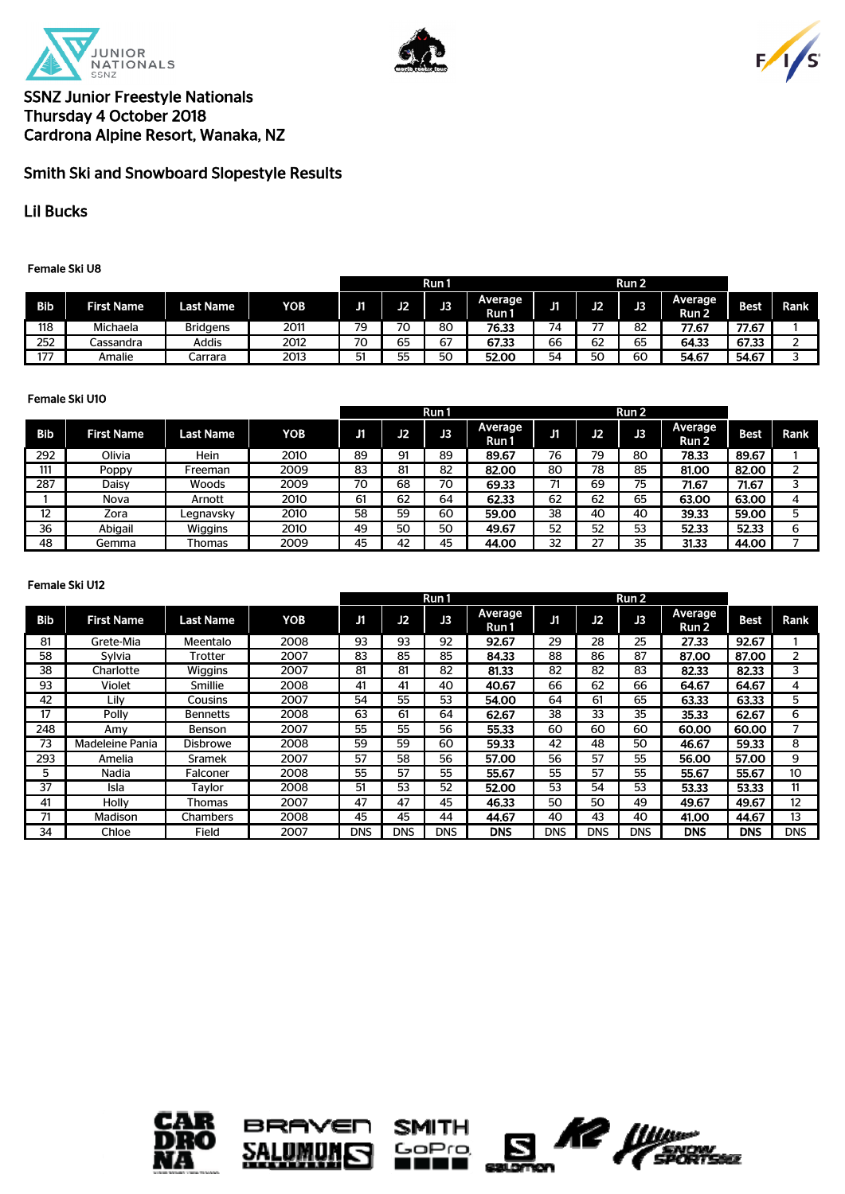# SSNZ Junior Freestyle Nationals
Thursday 4 October 2018
Cardrona Alpine Resort, Wanaka, NZ

## Smith Ski and Snowboard Slopestyle Results

## Lil Bucks

### Female Ski U8

| | | | | Run 1 | | | | Run 2 | | | | | |
|---|---|---|---|---|---|---|---|---|---|---|---|---|---|
| Bib | First Name | Last Name | YOB | J1 | J2 | J3 | Average Run 1 | J1 | J2 | J3 | Average Run 2 | Best | Rank |
| 118 | Michaela | Bridgens | 2011 | 79 | 70 | 80 | 76.33 | 74 | 77 | 82 | 77.67 | 77.67 | 1 |
| 252 | Cassandra | Addis | 2012 | 70 | 65 | 67 | 67.33 | 66 | 62 | 65 | 64.33 | 67.33 | 2 |
| 177 | Amalie | Carrara | 2013 | 51 | 55 | 50 | 52.00 | 54 | 50 | 60 | 54.67 | 54.67 | 3 |

### Female Ski U10

| | | | | Run 1 | | | | Run 2 | | | | | |
|---|---|---|---|---|---|---|---|---|---|---|---|---|---|
| Bib | First Name | Last Name | YOB | J1 | J2 | J3 | Average Run 1 | J1 | J2 | J3 | Average Run 2 | Best | Rank |
| 292 | Olivia | Hein | 2010 | 89 | 91 | 89 | 89.67 | 76 | 79 | 80 | 78.33 | 89.67 | 1 |
| 111 | Poppy | Freeman | 2009 | 83 | 81 | 82 | 82.00 | 80 | 78 | 85 | 81.00 | 82.00 | 2 |
| 287 | Daisy | Woods | 2009 | 70 | 68 | 70 | 69.33 | 71 | 69 | 75 | 71.67 | 71.67 | 3 |
| 1 | Nova | Arnott | 2010 | 61 | 62 | 64 | 62.33 | 62 | 62 | 65 | 63.00 | 63.00 | 4 |
| 12 | Zora | Legnavsky | 2010 | 58 | 59 | 60 | 59.00 | 38 | 40 | 40 | 39.33 | 59.00 | 5 |
| 36 | Abigail | Wiggins | 2010 | 49 | 50 | 50 | 49.67 | 52 | 52 | 53 | 52.33 | 52.33 | 6 |
| 48 | Gemma | Thomas | 2009 | 45 | 42 | 45 | 44.00 | 32 | 27 | 35 | 31.33 | 44.00 | 7 |

### Female Ski U12

| | | | | Run 1 | | | | Run 2 | | | | | |
|---|---|---|---|---|---|---|---|---|---|---|---|---|---|
| Bib | First Name | Last Name | YOB | J1 | J2 | J3 | Average Run 1 | J1 | J2 | J3 | Average Run 2 | Best | Rank |
| 81 | Grete-Mia | Meentalo | 2008 | 93 | 93 | 92 | 92.67 | 29 | 28 | 25 | 27.33 | 92.67 | 1 |
| 58 | Sylvia | Trotter | 2007 | 83 | 85 | 85 | 84.33 | 88 | 86 | 87 | 87.00 | 87.00 | 2 |
| 38 | Charlotte | Wiggins | 2007 | 81 | 81 | 82 | 81.33 | 82 | 82 | 83 | 82.33 | 82.33 | 3 |
| 93 | Violet | Smillie | 2008 | 41 | 41 | 40 | 40.67 | 66 | 62 | 66 | 64.67 | 64.67 | 4 |
| 42 | Lily | Cousins | 2007 | 54 | 55 | 53 | 54.00 | 64 | 61 | 65 | 63.33 | 63.33 | 5 |
| 17 | Polly | Bennetts | 2008 | 63 | 61 | 64 | 62.67 | 38 | 33 | 35 | 35.33 | 62.67 | 6 |
| 248 | Amy | Benson | 2007 | 55 | 55 | 56 | 55.33 | 60 | 60 | 60 | 60.00 | 60.00 | 7 |
| 73 | Madeleine Pania | Disbrowe | 2008 | 59 | 59 | 60 | 59.33 | 42 | 48 | 50 | 46.67 | 59.33 | 8 |
| 293 | Amelia | Sramek | 2007 | 57 | 58 | 56 | 57.00 | 56 | 57 | 55 | 56.00 | 57.00 | 9 |
| 5 | Nadia | Falconer | 2008 | 55 | 57 | 55 | 55.67 | 55 | 57 | 55 | 55.67 | 55.67 | 10 |
| 37 | Isla | Taylor | 2008 | 51 | 53 | 52 | 52.00 | 53 | 54 | 53 | 53.33 | 53.33 | 11 |
| 41 | Holly | Thomas | 2007 | 47 | 47 | 45 | 46.33 | 50 | 50 | 49 | 49.67 | 49.67 | 12 |
| 71 | Madison | Chambers | 2008 | 45 | 45 | 44 | 44.67 | 40 | 43 | 40 | 41.00 | 44.67 | 13 |
| 34 | Chloe | Field | 2007 | DNS | DNS | DNS | DNS | DNS | DNS | DNS | DNS | DNS | DNS |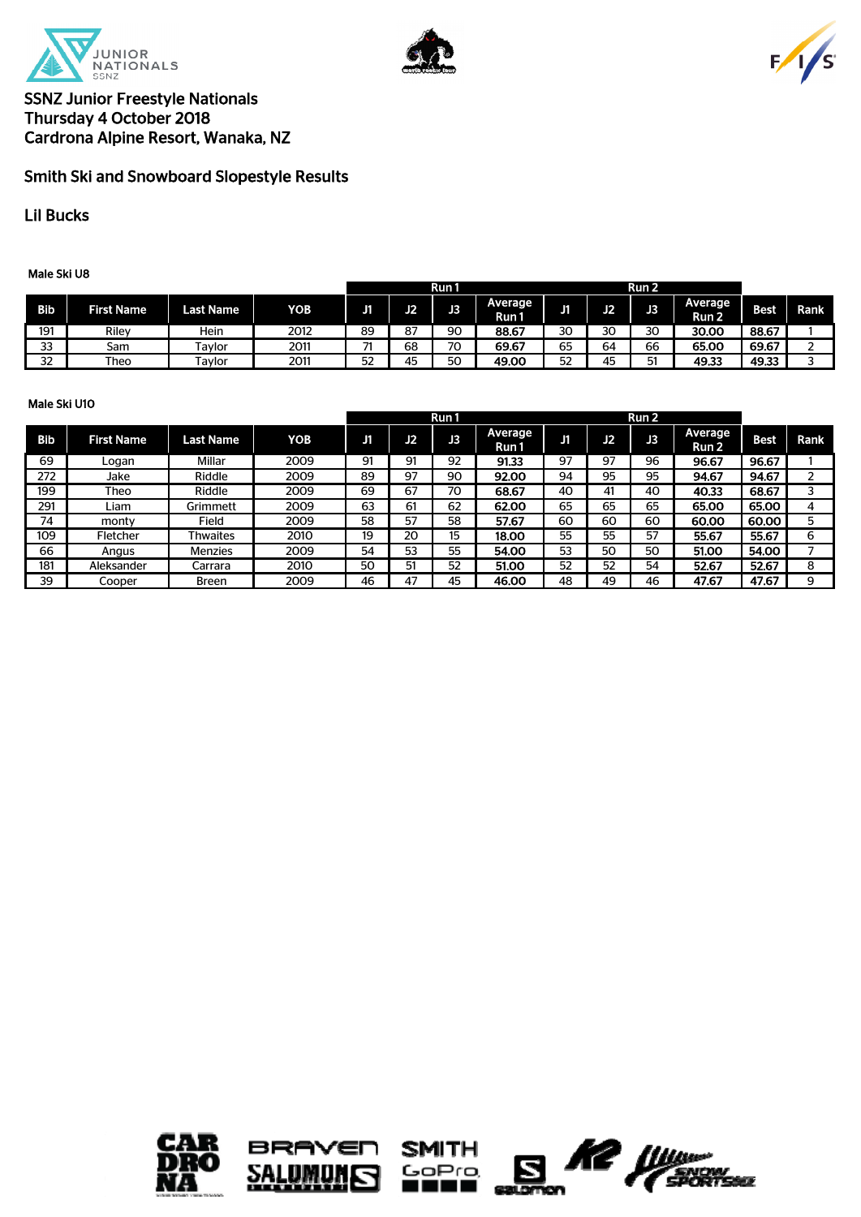SSNZ Junior Freestyle Nationals
Thursday 4 October 2018
Cardrona Alpine Resort, Wanaka, NZ

## Smith Ski and Snowboard Slopestyle Results

## Lil Bucks

### Male Ski U8

| | | | | Run 1 | | | | Run 2 | | | | | |
|---|---|---|---|---|---|---|---|---|---|---|---|---|---|
| Bib | First Name | Last Name | YOB | J1 | J2 | J3 | Average Run 1 | J1 | J2 | J3 | Average Run 2 | Best | Rank |
| 191 | Riley | Hein | 2012 | 89 | 87 | 90 | 88.67 | 30 | 30 | 30 | 30.00 | 88.67 | 1 |
| 33 | Sam | Taylor | 2011 | 71 | 68 | 70 | 69.67 | 65 | 64 | 66 | 65.00 | 69.67 | 2 |
| 32 | Theo | Taylor | 2011 | 52 | 45 | 50 | 49.00 | 52 | 45 | 51 | 49.33 | 49.33 | 3 |

### Male Ski U10

| | | | | Run 1 | | | | Run 2 | | | | | |
|---|---|---|---|---|---|---|---|---|---|---|---|---|---|
| Bib | First Name | Last Name | YOB | J1 | J2 | J3 | Average Run 1 | J1 | J2 | J3 | Average Run 2 | Best | Rank |
| 69 | Logan | Millar | 2009 | 91 | 91 | 92 | 91.33 | 97 | 97 | 96 | 96.67 | 96.67 | 1 |
| 272 | Jake | Riddle | 2009 | 89 | 97 | 90 | 92.00 | 94 | 95 | 95 | 94.67 | 94.67 | 2 |
| 199 | Theo | Riddle | 2009 | 69 | 67 | 70 | 68.67 | 40 | 41 | 40 | 40.33 | 68.67 | 3 |
| 291 | Liam | Grimmett | 2009 | 63 | 61 | 62 | 62.00 | 65 | 65 | 65 | 65.00 | 65.00 | 4 |
| 74 | monty | Field | 2009 | 58 | 57 | 58 | 57.67 | 60 | 60 | 60 | 60.00 | 60.00 | 5 |
| 109 | Fletcher | Thwaites | 2010 | 19 | 20 | 15 | 18.00 | 55 | 55 | 57 | 55.67 | 55.67 | 6 |
| 66 | Angus | Menzies | 2009 | 54 | 53 | 55 | 54.00 | 53 | 50 | 50 | 51.00 | 54.00 | 7 |
| 181 | Aleksander | Carrara | 2010 | 50 | 51 | 52 | 51.00 | 52 | 52 | 54 | 52.67 | 52.67 | 8 |
| 39 | Cooper | Breen | 2009 | 46 | 47 | 45 | 46.00 | 48 | 49 | 46 | 47.67 | 47.67 | 9 |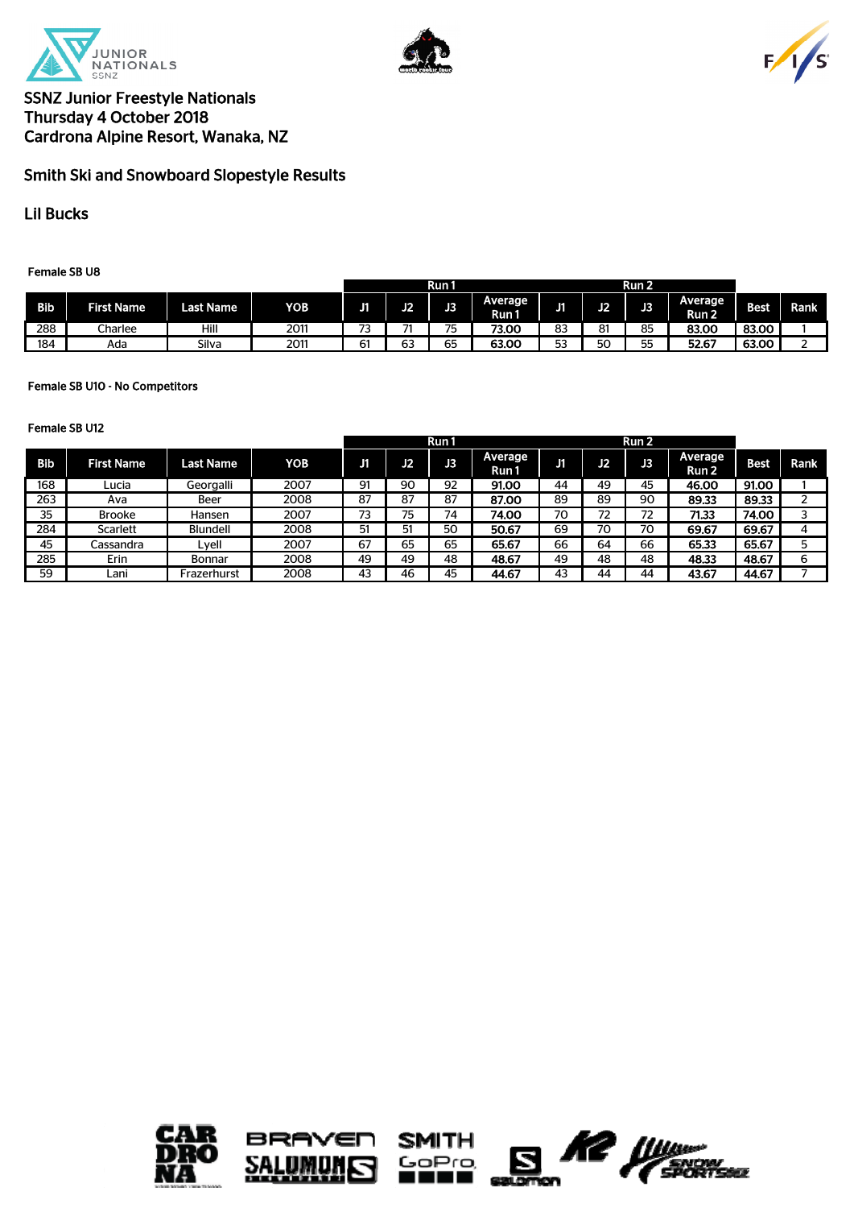# SSNZ Junior Freestyle Nationals

## Thursday 4 October 2018

## Cardrona Alpine Resort, Wanaka, NZ

## Smith Ski and Snowboard Slopestyle Results

## Lil Bucks

**Female SB U8**

| | | | | Run 1 | | | | Run 2 | | | | | |
|---|---|---|---|---|---|---|---|---|---|---|---|---|---|
| **Bib** | **First Name** | **Last Name** | **YOB** | **J1** | **J2** | **J3** | **Average Run 1** | **J1** | **J2** | **J3** | **Average Run 2** | **Best** | **Rank** |
| 288 | Charlee | Hill | 2011 | 73 | 71 | 75 | **73.00** | 83 | 81 | 85 | **83.00** | **83.00** | 1 |
| 184 | Ada | Silva | 2011 | 61 | 63 | 65 | **63.00** | 53 | 50 | 55 | **52.67** | **63.00** | 2 |

**Female SB U10 - No Competitors**

**Female SB U12**

| | | | | Run 1 | | | | Run 2 | | | | | |
|---|---|---|---|---|---|---|---|---|---|---|---|---|---|
| **Bib** | **First Name** | **Last Name** | **YOB** | **J1** | **J2** | **J3** | **Average Run 1** | **J1** | **J2** | **J3** | **Average Run 2** | **Best** | **Rank** |
| 168 | Lucia | Georgalli | 2007 | 91 | 90 | 92 | **91.00** | 44 | 49 | 45 | **46.00** | **91.00** | 1 |
| 263 | Ava | Beer | 2008 | 87 | 87 | 87 | **87.00** | 89 | 89 | 90 | **89.33** | **89.33** | 2 |
| 35 | Brooke | Hansen | 2007 | 73 | 75 | 74 | **74.00** | 70 | 72 | 72 | **71.33** | **74.00** | 3 |
| 284 | Scarlett | Blundell | 2008 | 51 | 51 | 50 | **50.67** | 69 | 70 | 70 | **69.67** | **69.67** | 4 |
| 45 | Cassandra | Lyell | 2007 | 67 | 65 | 65 | **65.67** | 66 | 64 | 66 | **65.33** | **65.67** | 5 |
| 285 | Erin | Bonnar | 2008 | 49 | 49 | 48 | **48.67** | 49 | 48 | 48 | **48.33** | **48.67** | 6 |
| 59 | Lani | Frazerhurst | 2008 | 43 | 46 | 45 | **44.67** | 43 | 44 | 44 | **43.67** | **44.67** | 7 |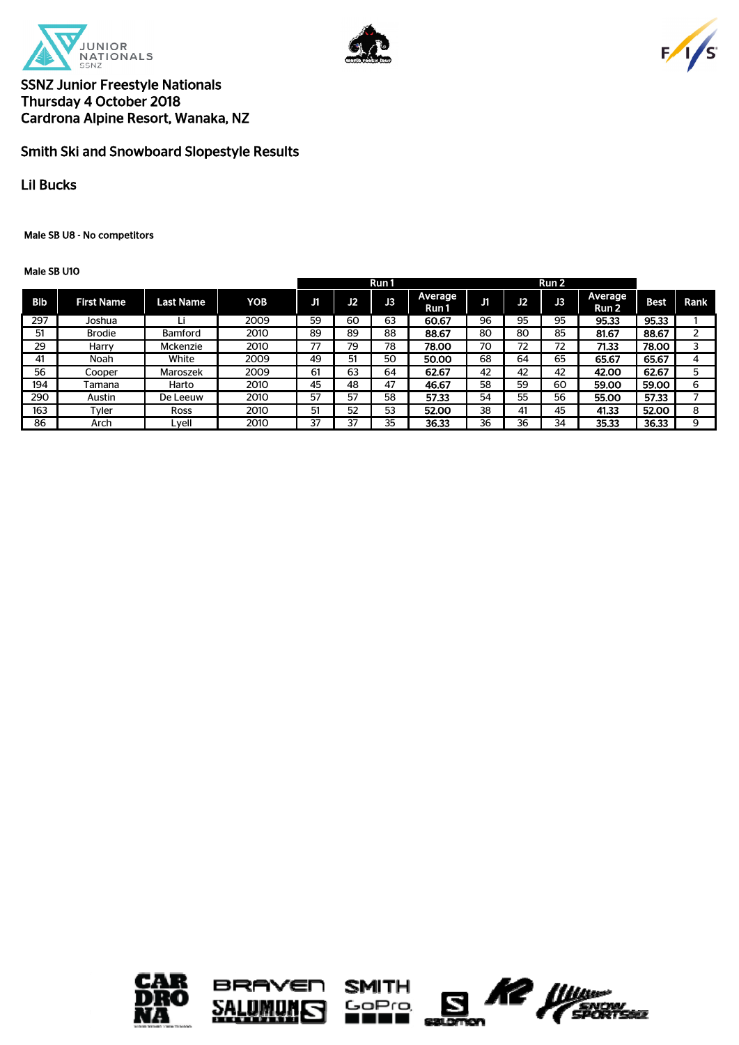SSNZ Junior Freestyle Nationals
Thursday 4 October 2018
Cardrona Alpine Resort, Wanaka, NZ

## Smith Ski and Snowboard Slopestyle Results

## Lil Bucks

**Male SB U8 - No competitors**

**Male SB U10**

| | | | | Run 1 | | | | Run 2 | | | | | |
|---|---|---|---|---|---|---|---|---|---|---|---|---|---|
| Bib | First Name | Last Name | YOB | J1 | J2 | J3 | Average Run 1 | J1 | J2 | J3 | Average Run 2 | Best | Rank |
| 297 | Joshua | Li | 2009 | 59 | 60 | 63 | 60.67 | 96 | 95 | 95 | 95.33 | 95.33 | 1 |
| 51 | Brodie | Bamford | 2010 | 89 | 89 | 88 | 88.67 | 80 | 80 | 85 | 81.67 | 88.67 | 2 |
| 29 | Harry | Mckenzie | 2010 | 77 | 79 | 78 | 78.00 | 70 | 72 | 72 | 71.33 | 78.00 | 3 |
| 41 | Noah | White | 2009 | 49 | 51 | 50 | 50.00 | 68 | 64 | 65 | 65.67 | 65.67 | 4 |
| 56 | Cooper | Maroszek | 2009 | 61 | 63 | 64 | 62.67 | 42 | 42 | 42 | 42.00 | 62.67 | 5 |
| 194 | Tamana | Harto | 2010 | 45 | 48 | 47 | 46.67 | 58 | 59 | 60 | 59.00 | 59.00 | 6 |
| 290 | Austin | De Leeuw | 2010 | 57 | 57 | 58 | 57.33 | 54 | 55 | 56 | 55.00 | 57.33 | 7 |
| 163 | Tyler | Ross | 2010 | 51 | 52 | 53 | 52.00 | 38 | 41 | 45 | 41.33 | 52.00 | 8 |
| 86 | Arch | Lyell | 2010 | 37 | 37 | 35 | 36.33 | 36 | 36 | 34 | 35.33 | 36.33 | 9 |